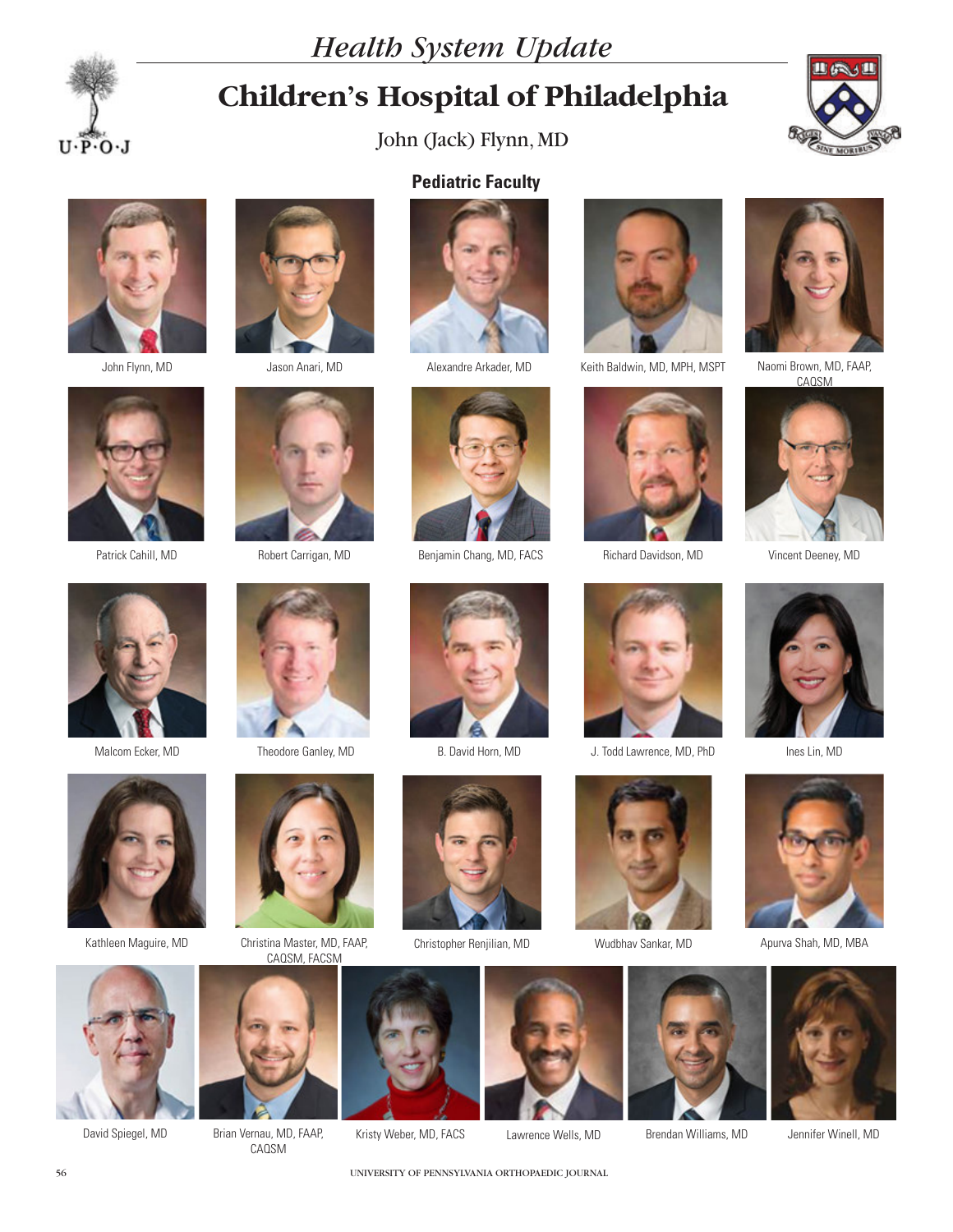*Health System Update*

# Children's Hospital of Philadelphia

John (Jack) Flynn, MD

## Pediatric Faculty

John Flynn, MD

Jason Anari, MD

Alexandre Arkader, MD

Keith Baldwin, MD, MPH, MSPT

Naomi Brown, MD, FAAP, CAQSM

Patrick Cahill, MD

Robert Carrigan, MD

Benjamin Chang, MD, FACS

Richard Davidson, MD

Vincent Deeney, MD

Malcom Ecker, MD

Theodore Ganley, MD

B. David Horn, MD

J. Todd Lawrence, MD, PhD

Ines Lin, MD

Kathleen Maguire, MD

Christina Master, MD, FAAP, CAQSM, FACSM

Christopher Renjilian, MD

Wudbhav Sankar, MD

Apurva Shah, MD, MBA

David Spiegel, MD

Brian Vernau, MD, FAAP, CAQSM

Kristy Weber, MD, FACS

Lawrence Wells, MD

Brendan Williams, MD

Jennifer Winell, MD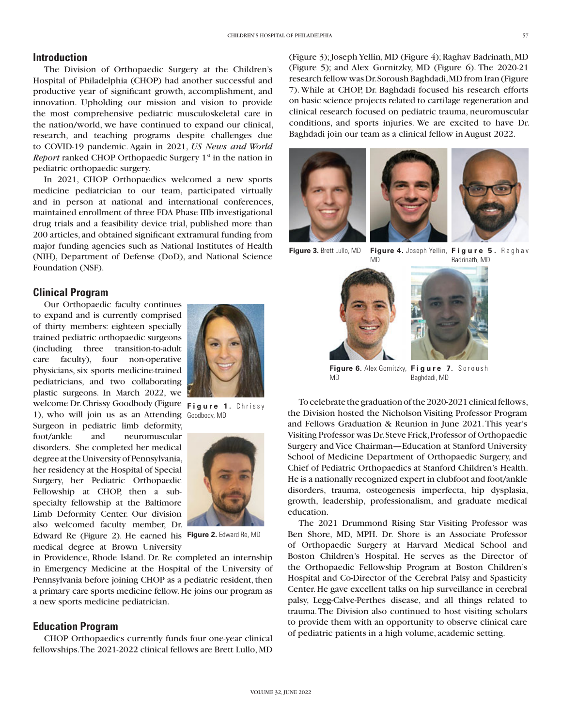## Introduction

The Division of Orthopaedic Surgery at the Children's Hospital of Philadelphia (CHOP) had another successful and productive year of significant growth, accomplishment, and innovation. Upholding our mission and vision to provide the most comprehensive pediatric musculoskeletal care in the nation/world, we have continued to expand our clinical, research, and teaching programs despite challenges due to COVID-19 pandemic. Again in 2021, *US News and World Report* ranked CHOP Orthopaedic Surgery 1st in the nation in pediatric orthopaedic surgery.

In 2021, CHOP Orthopaedics welcomed a new sports medicine pediatrician to our team, participated virtually and in person at national and international conferences, maintained enrollment of three FDA Phase IIIb investigational drug trials and a feasibility device trial, published more than 200 articles, and obtained significant extramural funding from major funding agencies such as National Institutes of Health (NIH), Department of Defense (DoD), and National Science Foundation (NSF).

## Clinical Program

Our Orthopaedic faculty continues to expand and is currently comprised of thirty members: eighteen specially trained pediatric orthopaedic surgeons (including three transition-to-adult care faculty), four non-operative physicians, six sports medicine-trained pediatricians, and two collaborating plastic surgeons. In March 2022, we welcome Dr. Chrissy Goodbody (Figure 1), who will join us as an Attending Surgeon in pediatric limb deformity, foot/ankle and neuromuscular disorders. She completed her medical degree at the University of Pennsylvania, her residency at the Hospital of Special Surgery, her Pediatric Orthopaedic Fellowship at CHOP, then a sub-specialty fellowship at the Baltimore Limb Deformity Center. Our division also welcomed faculty member, Dr. Edward Re (Figure 2). He earned his medical degree at Brown University in Providence, Rhode Island. Dr. Re completed an internship in Emergency Medicine at the Hospital of the University of Pennsylvania before joining CHOP as a pediatric resident, then a primary care sports medicine fellow. He joins our program as a new sports medicine pediatrician.

**Figure 1.** Chrissy Goodbody, MD

**Figure 2.** Edward Re, MD

## Education Program

CHOP Orthopaedics currently funds four one-year clinical fellowships. The 2021-2022 clinical fellows are Brett Lullo, MD (Figure 3); Joseph Yellin, MD (Figure 4); Raghav Badrinath, MD (Figure 5); and Alex Gornitzky, MD (Figure 6). The 2020-21 research fellow was Dr. Soroush Baghdadi, MD from Iran (Figure 7). While at CHOP, Dr. Baghdadi focused his research efforts on basic science projects related to cartilage regeneration and clinical research focused on pediatric trauma, neuromuscular conditions, and sports injuries. We are excited to have Dr. Baghdadi join our team as a clinical fellow in August 2022.

**Figure 3.** Brett Lullo, MD

**Figure 4.** Joseph Yellin, MD

**Figure 5.** Raghav Badrinath, MD

**Figure 6.** Alex Gornitzky, MD

**Figure 7.** Soroush Baghdadi, MD

To celebrate the graduation of the 2020-2021 clinical fellows, the Division hosted the Nicholson Visiting Professor Program and Fellows Graduation & Reunion in June 2021. This year's Visiting Professor was Dr. Steve Frick, Professor of Orthopaedic Surgery and Vice Chairman—Education at Stanford University School of Medicine Department of Orthopaedic Surgery, and Chief of Pediatric Orthopaedics at Stanford Children's Health. He is a nationally recognized expert in clubfoot and foot/ankle disorders, trauma, osteogenesis imperfecta, hip dysplasia, growth, leadership, professionalism, and graduate medical education.

The 2021 Drummond Rising Star Visiting Professor was Ben Shore, MD, MPH. Dr. Shore is an Associate Professor of Orthopaedic Surgery at Harvard Medical School and Boston Children's Hospital. He serves as the Director of the Orthopaedic Fellowship Program at Boston Children's Hospital and Co-Director of the Cerebral Palsy and Spasticity Center. He gave excellent talks on hip surveillance in cerebral palsy, Legg-Calve-Perthes disease, and all things related to trauma. The Division also continued to host visiting scholars to provide them with an opportunity to observe clinical care of pediatric patients in a high volume, academic setting.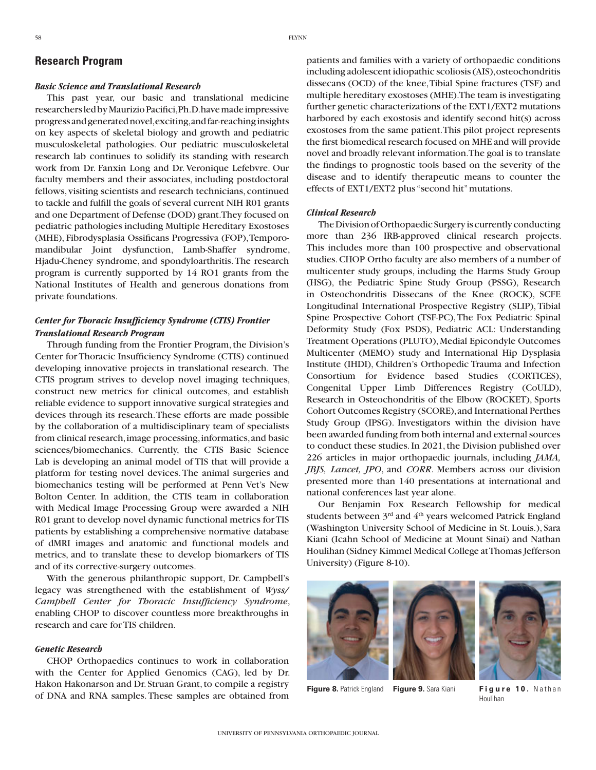## Research Program

### *Basic Science and Translational Research*

This past year, our basic and translational medicine researchers led by Maurizio Pacifici, Ph.D. have made impressive progress and generated novel, exciting, and far-reaching insights on key aspects of skeletal biology and growth and pediatric musculoskeletal pathologies. Our pediatric musculoskeletal research lab continues to solidify its standing with research work from Dr. Fanxin Long and Dr. Veronique Lefebvre. Our faculty members and their associates, including postdoctoral fellows, visiting scientists and research technicians, continued to tackle and fulfill the goals of several current NIH R01 grants and one Department of Defense (DOD) grant. They focused on pediatric pathologies including Multiple Hereditary Exostoses (MHE), Fibrodysplasia Ossificans Progressiva (FOP), Temporomandibular Joint dysfunction, Lamb-Shaffer syndrome, Hjadu-Cheney syndrome, and spondyloarthritis. The research program is currently supported by 14 RO1 grants from the National Institutes of Health and generous donations from private foundations.

### *Center for Thoracic Insufficiency Syndrome (CTIS) Frontier Translational Research Program*

Through funding from the Frontier Program, the Division's Center for Thoracic Insufficiency Syndrome (CTIS) continued developing innovative projects in translational research. The CTIS program strives to develop novel imaging techniques, construct new metrics for clinical outcomes, and establish reliable evidence to support innovative surgical strategies and devices through its research. These efforts are made possible by the collaboration of a multidisciplinary team of specialists from clinical research, image processing, informatics, and basic sciences/biomechanics. Currently, the CTIS Basic Science Lab is developing an animal model of TIS that will provide a platform for testing novel devices. The animal surgeries and biomechanics testing will be performed at Penn Vet's New Bolton Center. In addition, the CTIS team in collaboration with Medical Image Processing Group were awarded a NIH R01 grant to develop novel dynamic functional metrics for TIS patients by establishing a comprehensive normative database of dMRI images and anatomic and functional models and metrics, and to translate these to develop biomarkers of TIS and of its corrective-surgery outcomes.

With the generous philanthropic support, Dr. Campbell's legacy was strengthened with the establishment of *Wyss/Campbell Center for Thoracic Insufficiency Syndrome*, enabling CHOP to discover countless more breakthroughs in research and care for TIS children.

### *Genetic Research*

CHOP Orthopaedics continues to work in collaboration with the Center for Applied Genomics (CAG), led by Dr. Hakon Hakonarson and Dr. Struan Grant, to compile a registry of DNA and RNA samples. These samples are obtained from patients and families with a variety of orthopaedic conditions including adolescent idiopathic scoliosis (AIS), osteochondritis dissecans (OCD) of the knee, Tibial Spine fractures (TSF) and multiple hereditary exostoses (MHE). The team is investigating further genetic characterizations of the EXT1/EXT2 mutations harbored by each exostosis and identify second hit(s) across exostoses from the same patient. This pilot project represents the first biomedical research focused on MHE and will provide novel and broadly relevant information. The goal is to translate the findings to prognostic tools based on the severity of the disease and to identify therapeutic means to counter the effects of EXT1/EXT2 plus "second hit" mutations.

### *Clinical Research*

The Division of Orthopaedic Surgery is currently conducting more than 236 IRB-approved clinical research projects. This includes more than 100 prospective and observational studies. CHOP Ortho faculty are also members of a number of multicenter study groups, including the Harms Study Group (HSG), the Pediatric Spine Study Group (PSSG), Research in Osteochondritis Dissecans of the Knee (ROCK), SCFE Longitudinal International Prospective Registry (SLIP), Tibial Spine Prospective Cohort (TSF-PC), The Fox Pediatric Spinal Deformity Study (Fox PSDS), Pediatric ACL: Understanding Treatment Operations (PLUTO), Medial Epicondyle Outcomes Multicenter (MEMO) study and International Hip Dysplasia Institute (IHDI), Children's Orthopedic Trauma and Infection Consortium for Evidence based Studies (CORTICES), Congenital Upper Limb Differences Registry (CoULD), Research in Osteochondritis of the Elbow (ROCKET), Sports Cohort Outcomes Registry (SCORE), and International Perthes Study Group (IPSG). Investigators within the division have been awarded funding from both internal and external sources to conduct these studies. In 2021, the Division published over 226 articles in major orthopaedic journals, including *JAMA, JBJS, Lancet, JPO*, and *CORR*. Members across our division presented more than 140 presentations at international and national conferences last year alone.

Our Benjamin Fox Research Fellowship for medical students between 3rd and 4th years welcomed Patrick England (Washington University School of Medicine in St. Louis.), Sara Kiani (Icahn School of Medicine at Mount Sinai) and Nathan Houlihan (Sidney Kimmel Medical College at Thomas Jefferson University) (Figure 8-10).

**Figure 8.** Patrick England

**Figure 9.** Sara Kiani

**Figure 10.** Nathan Houlihan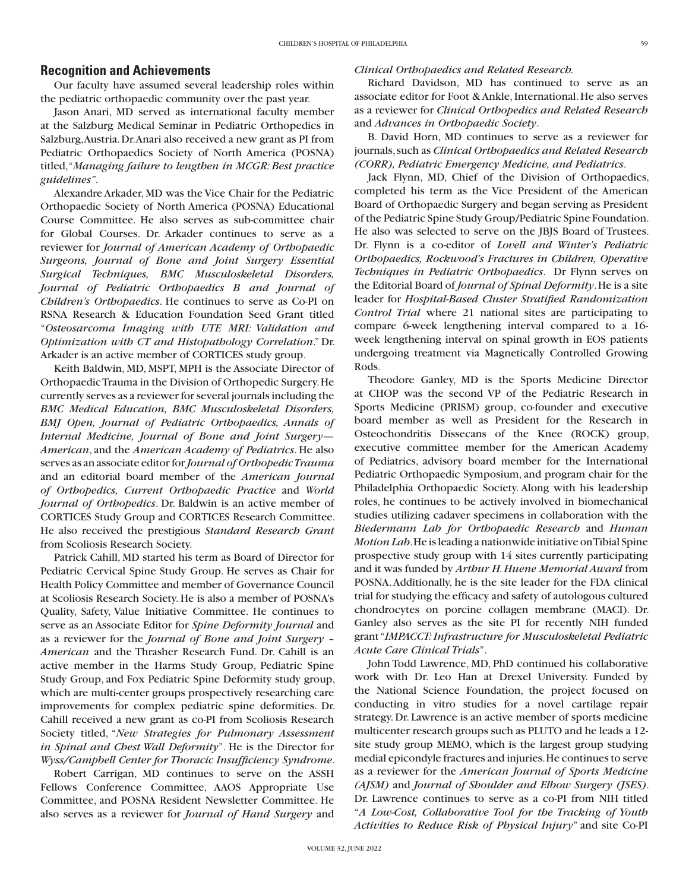## Recognition and Achievements

Our faculty have assumed several leadership roles within the pediatric orthopaedic community over the past year.

Jason Anari, MD served as international faculty member at the Salzburg Medical Seminar in Pediatric Orthopedics in Salzburg, Austria. Dr. Anari also received a new grant as PI from Pediatric Orthopaedics Society of North America (POSNA) titled, "*Managing failure to lengthen in MCGR: Best practice guidelines"*.

Alexandre Arkader, MD was the Vice Chair for the Pediatric Orthopaedic Society of North America (POSNA) Educational Course Committee. He also serves as sub-committee chair for Global Courses. Dr. Arkader continues to serve as a reviewer for *Journal of American Academy of Orthopaedic Surgeons, Journal of Bone and Joint Surgery Essential Surgical Techniques, BMC Musculoskeletal Disorders, Journal of Pediatric Orthopaedics B and Journal of Children's Orthopaedics*. He continues to serve as Co-PI on RSNA Research & Education Foundation Seed Grant titled "*Osteosarcoma Imaging with UTE MRI: Validation and Optimization with CT and Histopathology Correlation*." Dr. Arkader is an active member of CORTICES study group.

Keith Baldwin, MD, MSPT, MPH is the Associate Director of Orthopaedic Trauma in the Division of Orthopedic Surgery. He currently serves as a reviewer for several journals including the *BMC Medical Education, BMC Musculoskeletal Disorders, BMJ Open, Journal of Pediatric Orthopaedics, Annals of Internal Medicine, Journal of Bone and Joint Surgery—American*, and the *American Academy of Pediatrics*. He also serves as an associate editor for *Journal of Orthopedic Trauma* and an editorial board member of the *American Journal of Orthopedics, Current Orthopaedic Practice* and *World Journal of Orthopedics*. Dr. Baldwin is an active member of CORTICES Study Group and CORTICES Research Committee. He also received the prestigious *Standard Research Grant* from Scoliosis Research Society.

Patrick Cahill, MD started his term as Board of Director for Pediatric Cervical Spine Study Group. He serves as Chair for Health Policy Committee and member of Governance Council at Scoliosis Research Society. He is also a member of POSNA's Quality, Safety, Value Initiative Committee. He continues to serve as an Associate Editor for *Spine Deformity Journal* and as a reviewer for the *Journal of Bone and Joint Surgery – American* and the Thrasher Research Fund. Dr. Cahill is an active member in the Harms Study Group, Pediatric Spine Study Group, and Fox Pediatric Spine Deformity study group, which are multi-center groups prospectively researching care improvements for complex pediatric spine deformities. Dr. Cahill received a new grant as co-PI from Scoliosis Research Society titled, "*New Strategies for Pulmonary Assessment in Spinal and Chest Wall Deformity*". He is the Director for *Wyss/Campbell Center for Thoracic Insufficiency Syndrome*.

Robert Carrigan, MD continues to serve on the ASSH Fellows Conference Committee, AAOS Appropriate Use Committee, and POSNA Resident Newsletter Committee. He also serves as a reviewer for *Journal of Hand Surgery* and *Clinical Orthopaedics and Related Research.*

Richard Davidson, MD has continued to serve as an associate editor for Foot & Ankle, International. He also serves as a reviewer for *Clinical Orthopedics and Related Research* and *Advances in Orthopaedic Society*.

B. David Horn, MD continues to serve as a reviewer for journals, such as *Clinical Orthopaedics and Related Research (CORR), Pediatric Emergency Medicine, and Pediatrics*.

Jack Flynn, MD, Chief of the Division of Orthopaedics, completed his term as the Vice President of the American Board of Orthopaedic Surgery and began serving as President of the Pediatric Spine Study Group/Pediatric Spine Foundation. He also was selected to serve on the JBJS Board of Trustees. Dr. Flynn is a co-editor of *Lovell and Winter's Pediatric Orthopaedics, Rockwood's Fractures in Children, Operative Techniques in Pediatric Orthopaedics*. Dr Flynn serves on the Editorial Board of *Journal of Spinal Deformity*. He is a site leader for *Hospital-Based Cluster Stratified Randomization Control Trial* where 21 national sites are participating to compare 6-week lengthening interval compared to a 16-week lengthening interval on spinal growth in EOS patients undergoing treatment via Magnetically Controlled Growing Rods.

Theodore Ganley, MD is the Sports Medicine Director at CHOP was the second VP of the Pediatric Research in Sports Medicine (PRISM) group, co-founder and executive board member as well as President for the Research in Osteochondritis Dissecans of the Knee (ROCK) group, executive committee member for the American Academy of Pediatrics, advisory board member for the International Pediatric Orthopaedic Symposium, and program chair for the Philadelphia Orthopaedic Society. Along with his leadership roles, he continues to be actively involved in biomechanical studies utilizing cadaver specimens in collaboration with the *Biedermann Lab for Orthopaedic Research* and *Human Motion Lab*. He is leading a nationwide initiative on Tibial Spine prospective study group with 14 sites currently participating and it was funded by *Arthur H. Huene Memorial Award* from POSNA. Additionally, he is the site leader for the FDA clinical trial for studying the efficacy and safety of autologous cultured chondrocytes on porcine collagen membrane (MACI). Dr. Ganley also serves as the site PI for recently NIH funded grant "*IMPACCT: Infrastructure for Musculoskeletal Pediatric Acute Care Clinical Trials*".

John Todd Lawrence, MD, PhD continued his collaborative work with Dr. Leo Han at Drexel University. Funded by the National Science Foundation, the project focused on conducting in vitro studies for a novel cartilage repair strategy. Dr. Lawrence is an active member of sports medicine multicenter research groups such as PLUTO and he leads a 12-site study group MEMO, which is the largest group studying medial epicondyle fractures and injuries. He continues to serve as a reviewer for the *American Journal of Sports Medicine (AJSM)* and *Journal of Shoulder and Elbow Surgery (JSES)*. Dr. Lawrence continues to serve as a co-PI from NIH titled "*A Low-Cost, Collaborative Tool for the Tracking of Youth Activities to Reduce Risk of Physical Injury*" and site Co-PI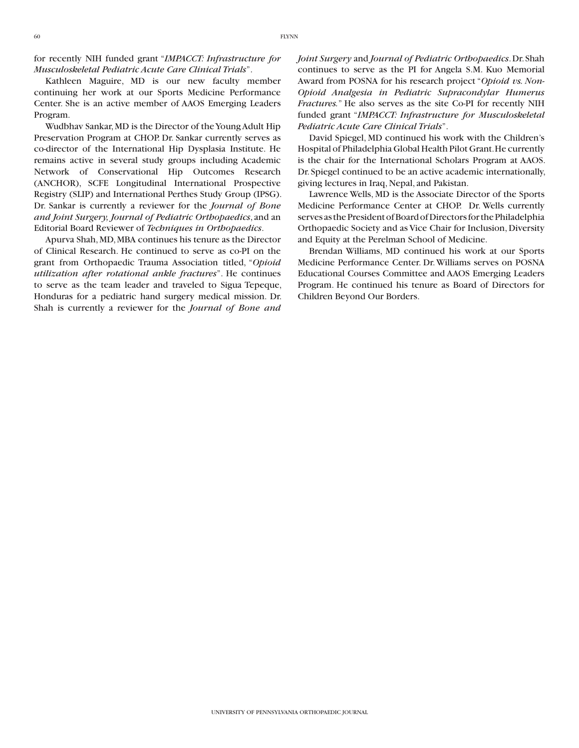for recently NIH funded grant "*IMPACCT: Infrastructure for Musculoskeletal Pediatric Acute Care Clinical Trials*".

Kathleen Maguire, MD is our new faculty member continuing her work at our Sports Medicine Performance Center. She is an active member of AAOS Emerging Leaders Program.

Wudbhav Sankar, MD is the Director of the Young Adult Hip Preservation Program at CHOP. Dr. Sankar currently serves as co-director of the International Hip Dysplasia Institute. He remains active in several study groups including Academic Network of Conservational Hip Outcomes Research (ANCHOR), SCFE Longitudinal International Prospective Registry (SLIP) and International Perthes Study Group (IPSG). Dr. Sankar is currently a reviewer for the *Journal of Bone and Joint Surgery, Journal of Pediatric Orthopaedics*, and an Editorial Board Reviewer of *Techniques in Orthopaedics*.

Apurva Shah, MD, MBA continues his tenure as the Director of Clinical Research. He continued to serve as co-PI on the grant from Orthopaedic Trauma Association titled, "*Opioid utilization after rotational ankle fractures*". He continues to serve as the team leader and traveled to Sigua Tepeque, Honduras for a pediatric hand surgery medical mission. Dr. Shah is currently a reviewer for the *Journal of Bone and Joint Surgery* and *Journal of Pediatric Orthopaedics*. Dr. Shah continues to serve as the PI for Angela S.M. Kuo Memorial Award from POSNA for his research project "*Opioid vs. Non-Opioid Analgesia in Pediatric Supracondylar Humerus Fractures.*" He also serves as the site Co-PI for recently NIH funded grant "*IMPACCT: Infrastructure for Musculoskeletal Pediatric Acute Care Clinical Trials*".

David Spiegel, MD continued his work with the Children's Hospital of Philadelphia Global Health Pilot Grant. He currently is the chair for the International Scholars Program at AAOS. Dr. Spiegel continued to be an active academic internationally, giving lectures in Iraq, Nepal, and Pakistan.

Lawrence Wells, MD is the Associate Director of the Sports Medicine Performance Center at CHOP. Dr. Wells currently serves as the President of Board of Directors for the Philadelphia Orthopaedic Society and as Vice Chair for Inclusion, Diversity and Equity at the Perelman School of Medicine.

Brendan Williams, MD continued his work at our Sports Medicine Performance Center. Dr. Williams serves on POSNA Educational Courses Committee and AAOS Emerging Leaders Program. He continued his tenure as Board of Directors for Children Beyond Our Borders.